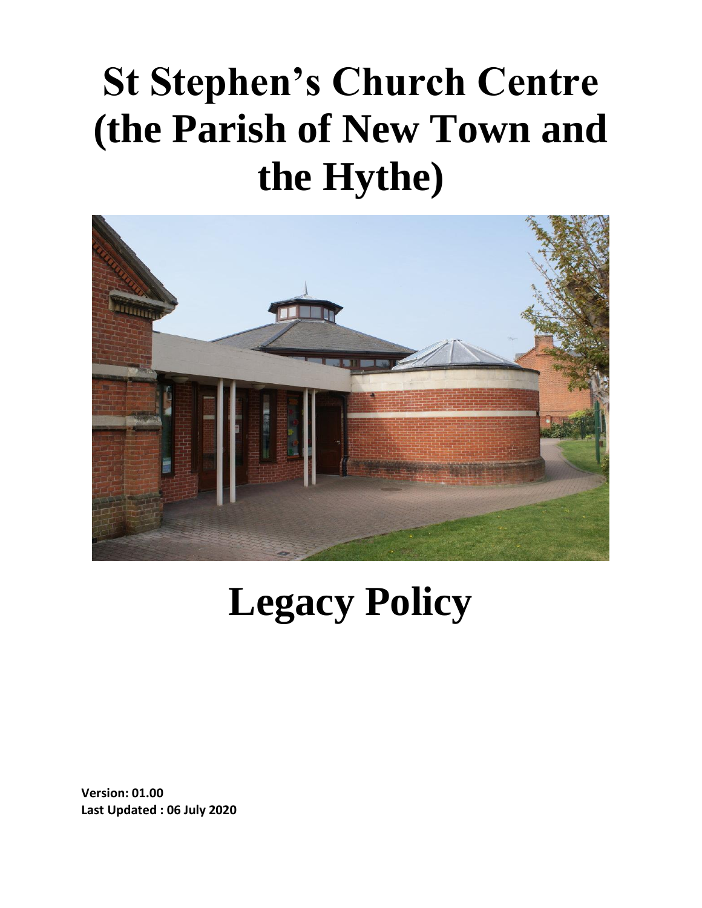# St Stephen's Church Centre (the Parish of New Town and the Hythe)

# Legacy Policy

**Version: 01.00**
**Last Updated : 06 July 2020**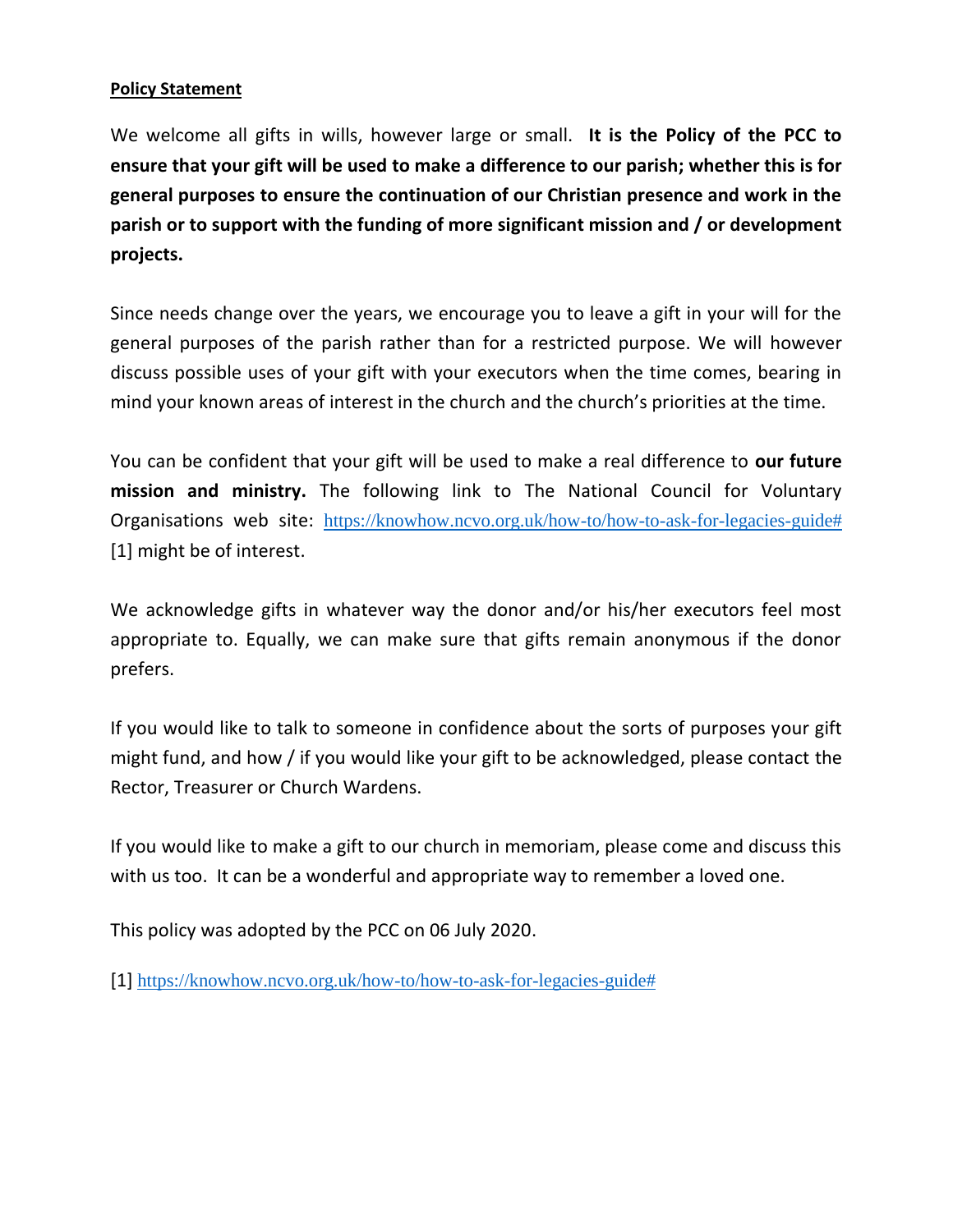**Policy Statement**

We welcome all gifts in wills, however large or small. **It is the Policy of the PCC to ensure that your gift will be used to make a difference to our parish; whether this is for general purposes to ensure the continuation of our Christian presence and work in the parish or to support with the funding of more significant mission and / or development projects.**

Since needs change over the years, we encourage you to leave a gift in your will for the general purposes of the parish rather than for a restricted purpose. We will however discuss possible uses of your gift with your executors when the time comes, bearing in mind your known areas of interest in the church and the church's priorities at the time.

You can be confident that your gift will be used to make a real difference to **our future mission and ministry.** The following link to The National Council for Voluntary Organisations web site: https://knowhow.ncvo.org.uk/how-to/how-to-ask-for-legacies-guide# [1] might be of interest.

We acknowledge gifts in whatever way the donor and/or his/her executors feel most appropriate to. Equally, we can make sure that gifts remain anonymous if the donor prefers.

If you would like to talk to someone in confidence about the sorts of purposes your gift might fund, and how / if you would like your gift to be acknowledged, please contact the Rector, Treasurer or Church Wardens.

If you would like to make a gift to our church in memoriam, please come and discuss this with us too. It can be a wonderful and appropriate way to remember a loved one.

This policy was adopted by the PCC on 06 July 2020.

[1] https://knowhow.ncvo.org.uk/how-to/how-to-ask-for-legacies-guide#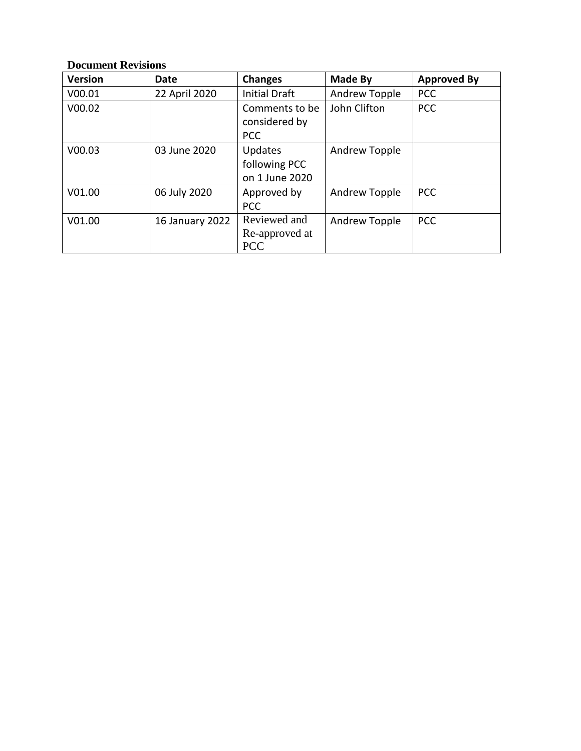**Document Revisions**

| Version | Date | Changes | Made By | Approved By |
|---|---|---|---|---|
| V00.01 | 22 April 2020 | Initial Draft | Andrew Topple | PCC |
| V00.02 | | Comments to be considered by PCC | John Clifton | PCC |
| V00.03 | 03 June 2020 | Updates following PCC on 1 June 2020 | Andrew Topple | |
| V01.00 | 06 July 2020 | Approved by PCC | Andrew Topple | PCC |
| V01.00 | 16 January 2022 | Reviewed and Re-approved at PCC | Andrew Topple | PCC |